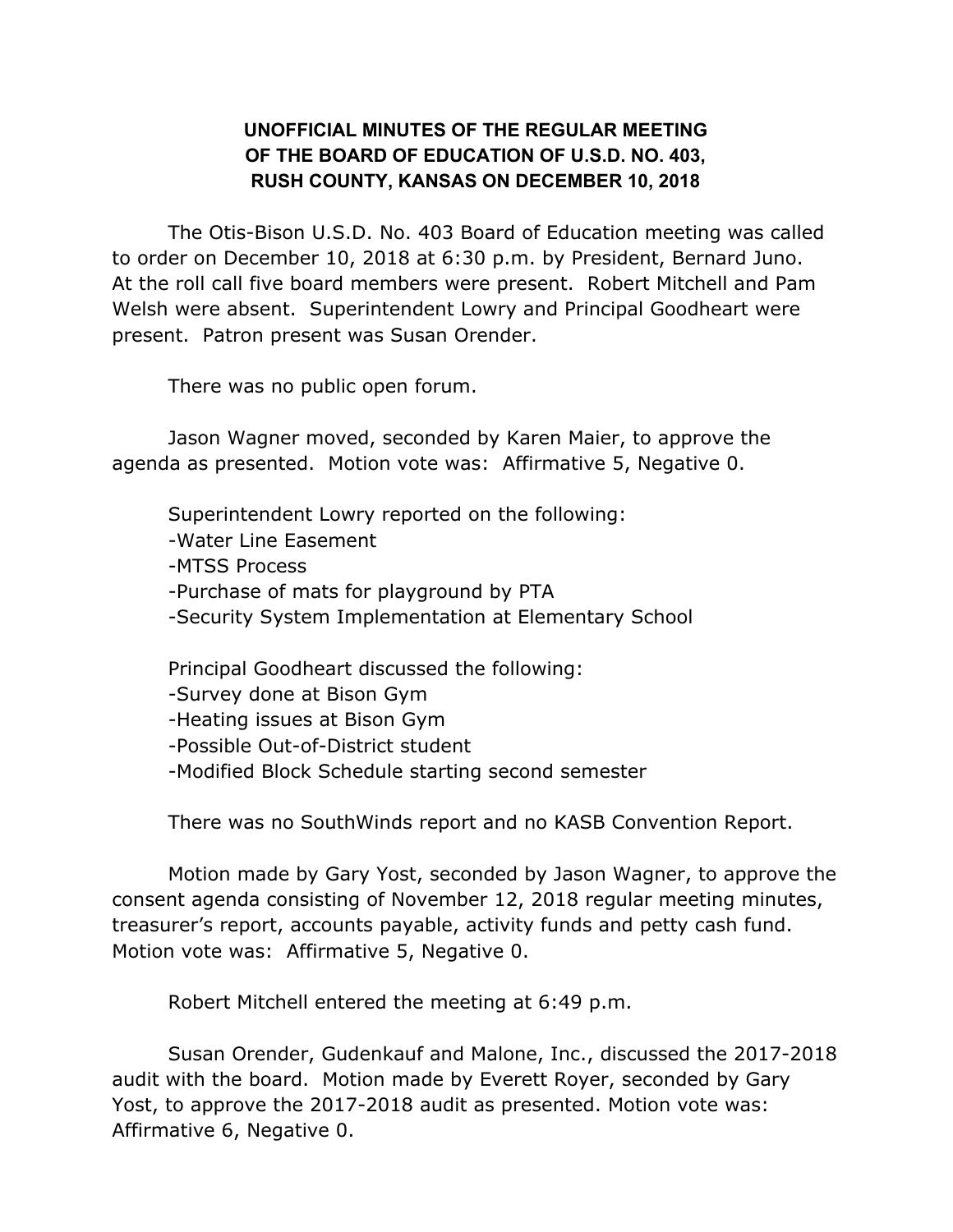# UNOFFICIAL MINUTES OF THE REGULAR MEETING OF THE BOARD OF EDUCATION OF U.S.D. NO. 403, RUSH COUNTY, KANSAS ON DECEMBER 10, 2018

The Otis-Bison U.S.D. No. 403 Board of Education meeting was called to order on December 10, 2018 at 6:30 p.m. by President, Bernard Juno. At the roll call five board members were present. Robert Mitchell and Pam Welsh were absent. Superintendent Lowry and Principal Goodheart were present. Patron present was Susan Orender.

There was no public open forum.

Jason Wagner moved, seconded by Karen Maier, to approve the agenda as presented. Motion vote was: Affirmative 5, Negative 0.

Superintendent Lowry reported on the following:
- Water Line Easement
- MTSS Process
- Purchase of mats for playground by PTA
- Security System Implementation at Elementary School

Principal Goodheart discussed the following:
- Survey done at Bison Gym
- Heating issues at Bison Gym
- Possible Out-of-District student
- Modified Block Schedule starting second semester

There was no SouthWinds report and no KASB Convention Report.

Motion made by Gary Yost, seconded by Jason Wagner, to approve the consent agenda consisting of November 12, 2018 regular meeting minutes, treasurer's report, accounts payable, activity funds and petty cash fund. Motion vote was: Affirmative 5, Negative 0.

Robert Mitchell entered the meeting at 6:49 p.m.

Susan Orender, Gudenkauf and Malone, Inc., discussed the 2017-2018 audit with the board. Motion made by Everett Royer, seconded by Gary Yost, to approve the 2017-2018 audit as presented. Motion vote was: Affirmative 6, Negative 0.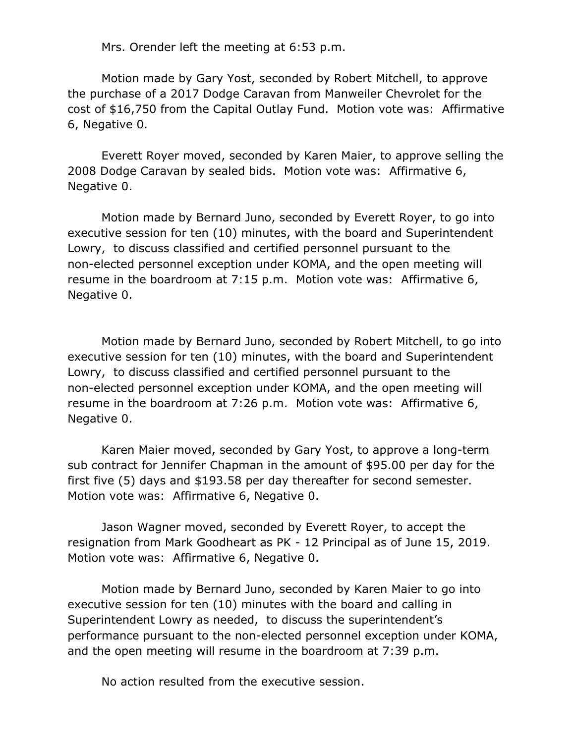Mrs. Orender left the meeting at 6:53 p.m.

Motion made by Gary Yost, seconded by Robert Mitchell, to approve the purchase of a 2017 Dodge Caravan from Manweiler Chevrolet for the cost of $16,750 from the Capital Outlay Fund. Motion vote was: Affirmative 6, Negative 0.

Everett Royer moved, seconded by Karen Maier, to approve selling the 2008 Dodge Caravan by sealed bids. Motion vote was: Affirmative 6, Negative 0.

Motion made by Bernard Juno, seconded by Everett Royer, to go into executive session for ten (10) minutes, with the board and Superintendent Lowry, to discuss classified and certified personnel pursuant to the non-elected personnel exception under KOMA, and the open meeting will resume in the boardroom at 7:15 p.m. Motion vote was: Affirmative 6, Negative 0.

Motion made by Bernard Juno, seconded by Robert Mitchell, to go into executive session for ten (10) minutes, with the board and Superintendent Lowry, to discuss classified and certified personnel pursuant to the non-elected personnel exception under KOMA, and the open meeting will resume in the boardroom at 7:26 p.m. Motion vote was: Affirmative 6, Negative 0.

Karen Maier moved, seconded by Gary Yost, to approve a long-term sub contract for Jennifer Chapman in the amount of $95.00 per day for the first five (5) days and $193.58 per day thereafter for second semester. Motion vote was: Affirmative 6, Negative 0.

Jason Wagner moved, seconded by Everett Royer, to accept the resignation from Mark Goodheart as PK - 12 Principal as of June 15, 2019. Motion vote was: Affirmative 6, Negative 0.

Motion made by Bernard Juno, seconded by Karen Maier to go into executive session for ten (10) minutes with the board and calling in Superintendent Lowry as needed, to discuss the superintendent's performance pursuant to the non-elected personnel exception under KOMA, and the open meeting will resume in the boardroom at 7:39 p.m.

No action resulted from the executive session.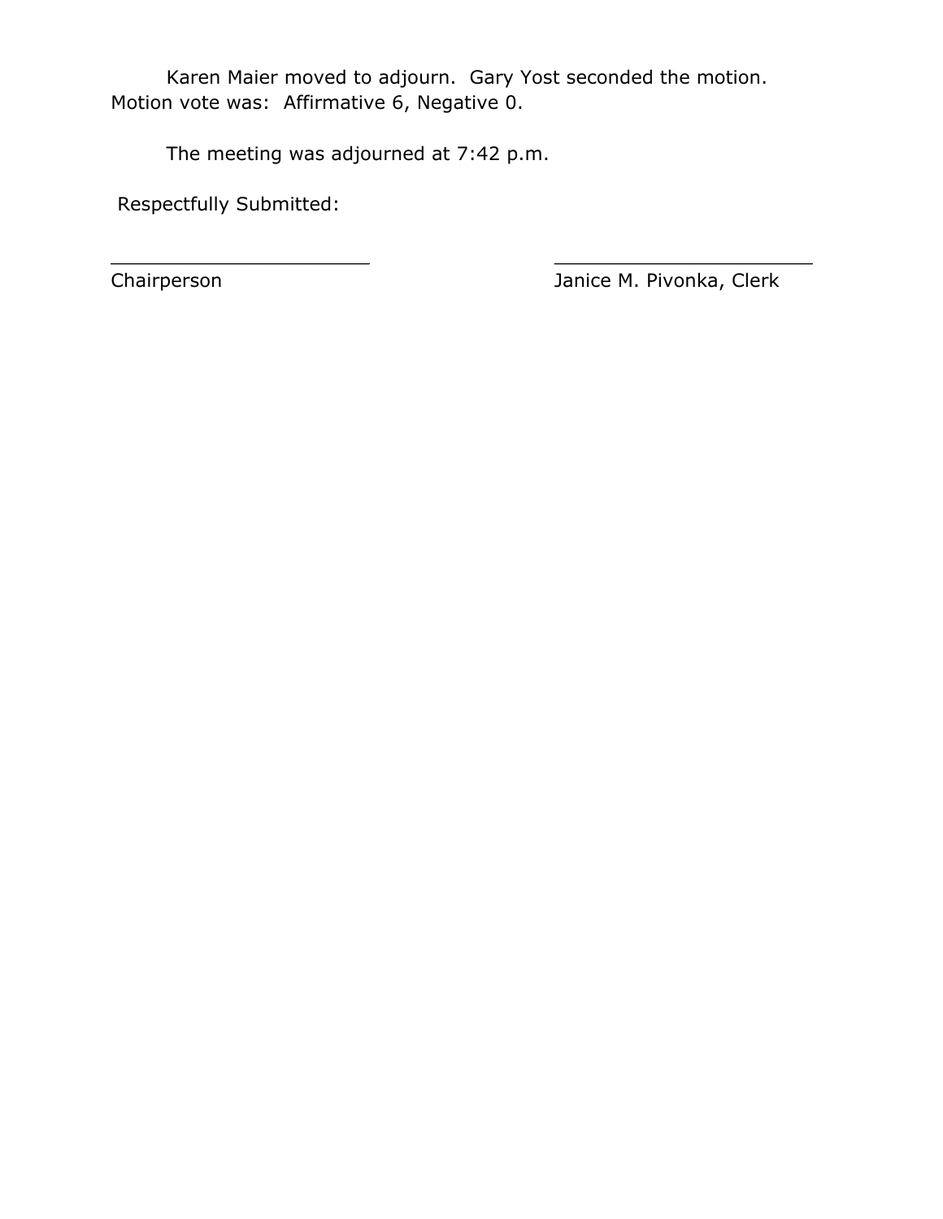Karen Maier moved to adjourn. Gary Yost seconded the motion. Motion vote was: Affirmative 6, Negative 0.

The meeting was adjourned at 7:42 p.m.

Respectfully Submitted:

\_\_\_\_\_\_\_\_\_\_\_\_\_\_\_\_\_\_\_\_\_\_\_ \_\_\_\_\_\_\_\_\_\_\_\_\_\_\_\_\_\_\_\_\_\_\_

Chairperson Janice M. Pivonka, Clerk